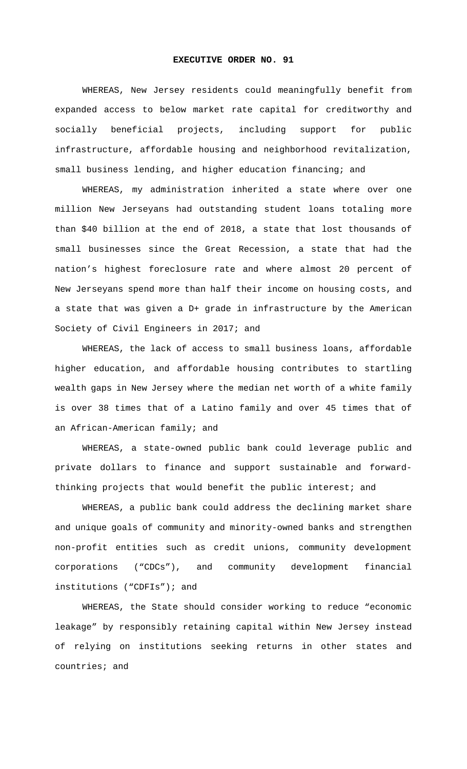# EXECUTIVE ORDER NO. 91

WHEREAS, New Jersey residents could meaningfully benefit from expanded access to below market rate capital for creditworthy and socially beneficial projects, including support for public infrastructure, affordable housing and neighborhood revitalization, small business lending, and higher education financing; and

WHEREAS, my administration inherited a state where over one million New Jerseyans had outstanding student loans totaling more than $40 billion at the end of 2018, a state that lost thousands of small businesses since the Great Recession, a state that had the nation's highest foreclosure rate and where almost 20 percent of New Jerseyans spend more than half their income on housing costs, and a state that was given a D+ grade in infrastructure by the American Society of Civil Engineers in 2017; and

WHEREAS, the lack of access to small business loans, affordable higher education, and affordable housing contributes to startling wealth gaps in New Jersey where the median net worth of a white family is over 38 times that of a Latino family and over 45 times that of an African-American family; and

WHEREAS, a state-owned public bank could leverage public and private dollars to finance and support sustainable and forward-thinking projects that would benefit the public interest; and

WHEREAS, a public bank could address the declining market share and unique goals of community and minority-owned banks and strengthen non-profit entities such as credit unions, community development corporations ("CDCs"), and community development financial institutions ("CDFIs"); and

WHEREAS, the State should consider working to reduce "economic leakage" by responsibly retaining capital within New Jersey instead of relying on institutions seeking returns in other states and countries; and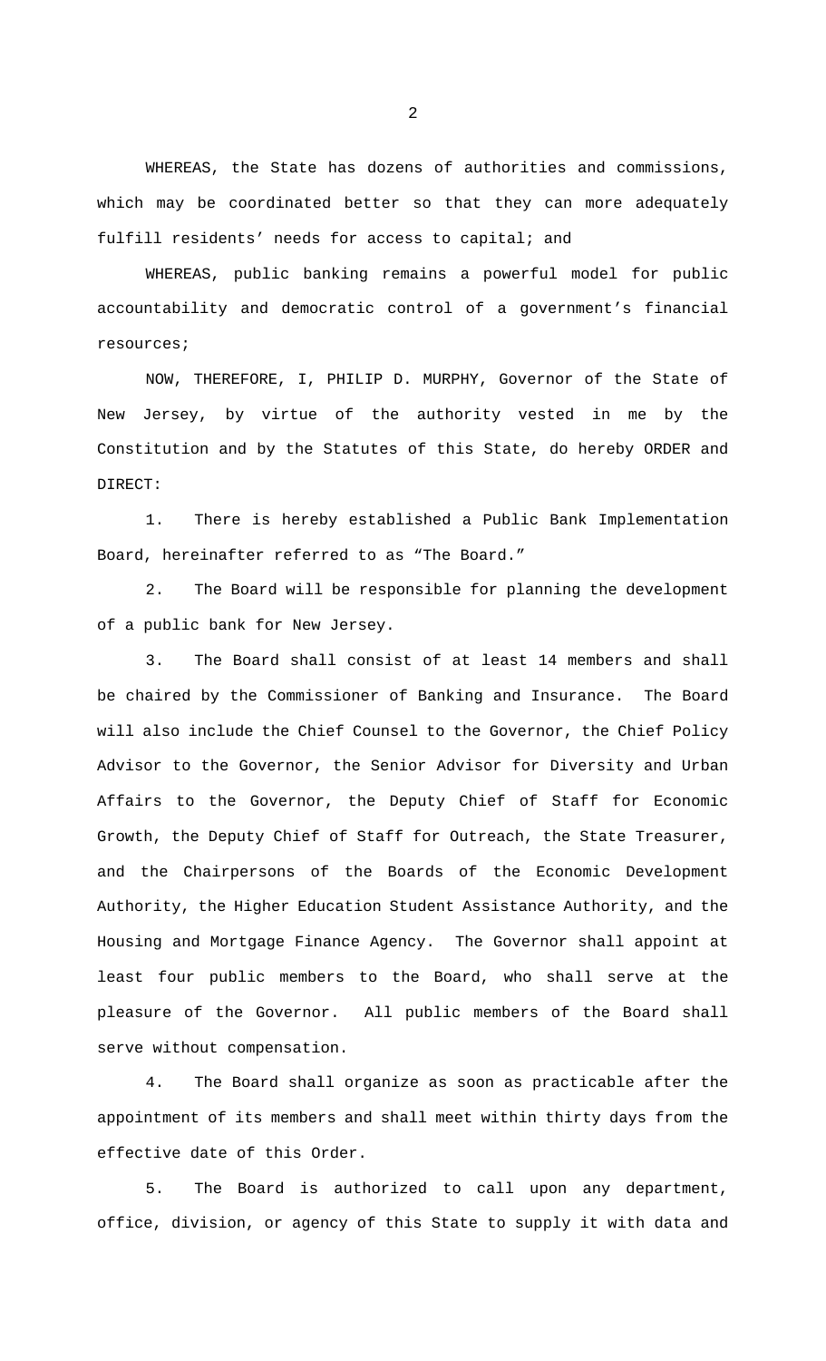WHEREAS, the State has dozens of authorities and commissions, which may be coordinated better so that they can more adequately fulfill residents' needs for access to capital; and

WHEREAS, public banking remains a powerful model for public accountability and democratic control of a government's financial resources;

NOW, THEREFORE, I, PHILIP D. MURPHY, Governor of the State of New Jersey, by virtue of the authority vested in me by the Constitution and by the Statutes of this State, do hereby ORDER and DIRECT:

1. There is hereby established a Public Bank Implementation Board, hereinafter referred to as "The Board."

2. The Board will be responsible for planning the development of a public bank for New Jersey.

3. The Board shall consist of at least 14 members and shall be chaired by the Commissioner of Banking and Insurance. The Board will also include the Chief Counsel to the Governor, the Chief Policy Advisor to the Governor, the Senior Advisor for Diversity and Urban Affairs to the Governor, the Deputy Chief of Staff for Economic Growth, the Deputy Chief of Staff for Outreach, the State Treasurer, and the Chairpersons of the Boards of the Economic Development Authority, the Higher Education Student Assistance Authority, and the Housing and Mortgage Finance Agency. The Governor shall appoint at least four public members to the Board, who shall serve at the pleasure of the Governor. All public members of the Board shall serve without compensation.

4. The Board shall organize as soon as practicable after the appointment of its members and shall meet within thirty days from the effective date of this Order.

5. The Board is authorized to call upon any department, office, division, or agency of this State to supply it with data and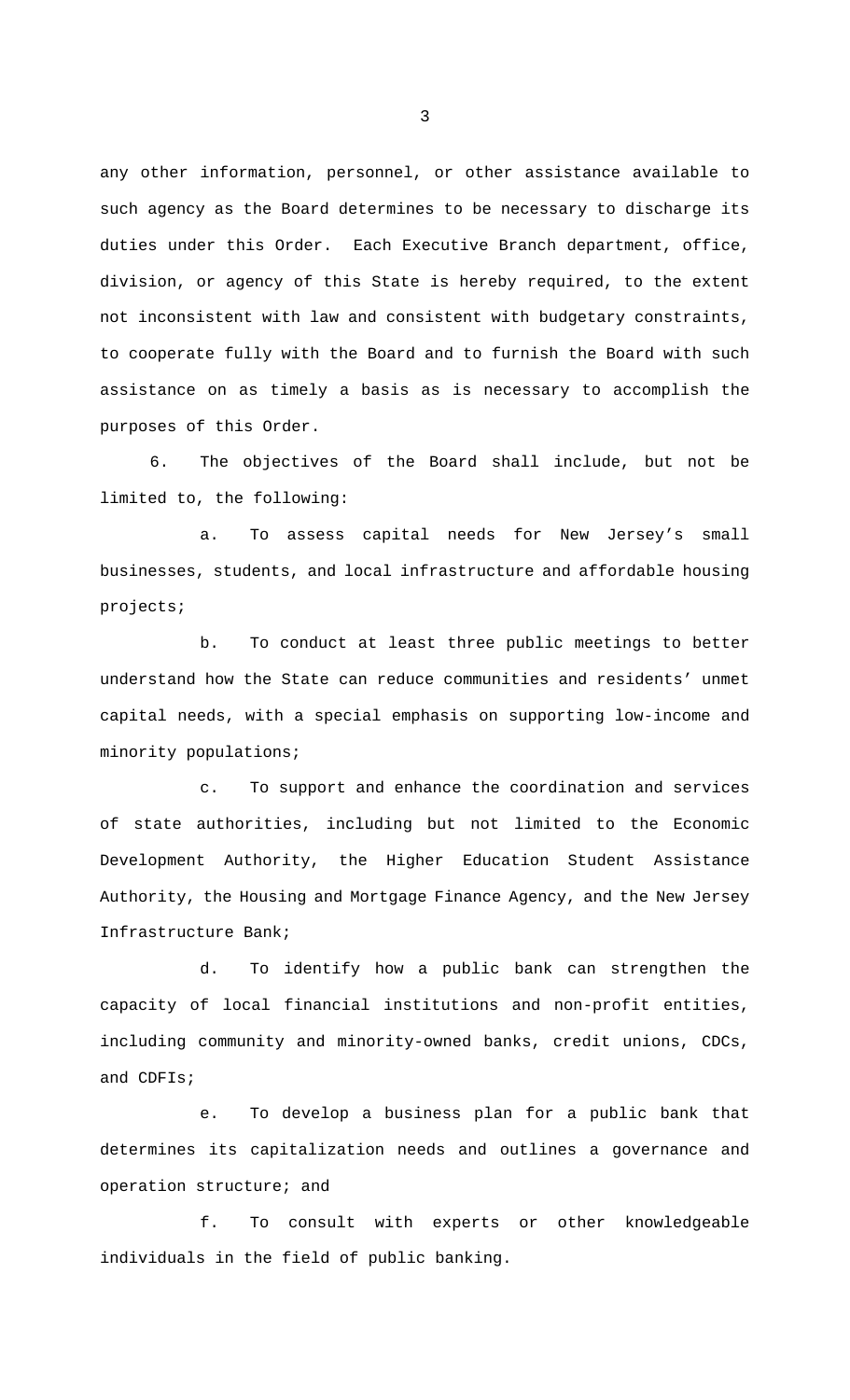any other information, personnel, or other assistance available to such agency as the Board determines to be necessary to discharge its duties under this Order. Each Executive Branch department, office, division, or agency of this State is hereby required, to the extent not inconsistent with law and consistent with budgetary constraints, to cooperate fully with the Board and to furnish the Board with such assistance on as timely a basis as is necessary to accomplish the purposes of this Order.

6. The objectives of the Board shall include, but not be limited to, the following:

a. To assess capital needs for New Jersey's small businesses, students, and local infrastructure and affordable housing projects;

b. To conduct at least three public meetings to better understand how the State can reduce communities and residents' unmet capital needs, with a special emphasis on supporting low-income and minority populations;

c. To support and enhance the coordination and services of state authorities, including but not limited to the Economic Development Authority, the Higher Education Student Assistance Authority, the Housing and Mortgage Finance Agency, and the New Jersey Infrastructure Bank;

d. To identify how a public bank can strengthen the capacity of local financial institutions and non-profit entities, including community and minority-owned banks, credit unions, CDCs, and CDFIs;

e. To develop a business plan for a public bank that determines its capitalization needs and outlines a governance and operation structure; and

f. To consult with experts or other knowledgeable individuals in the field of public banking.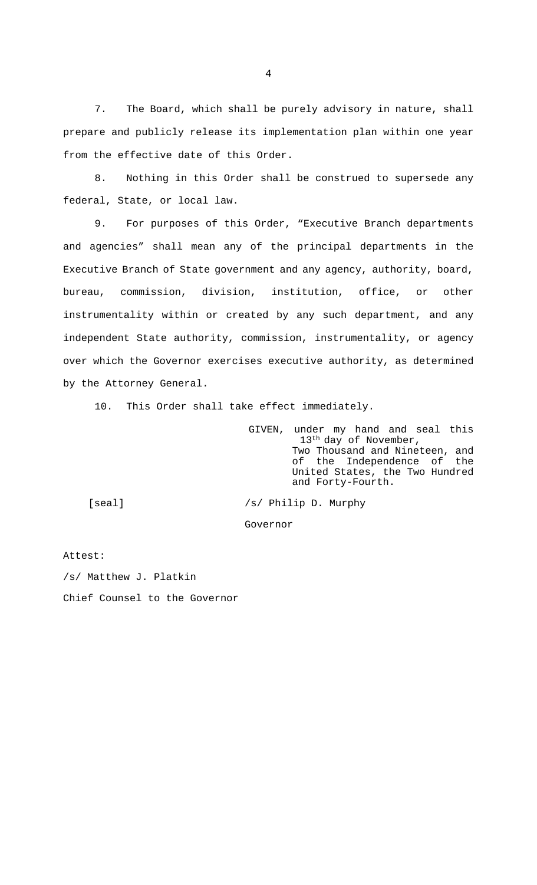7. The Board, which shall be purely advisory in nature, shall prepare and publicly release its implementation plan within one year from the effective date of this Order.

8. Nothing in this Order shall be construed to supersede any federal, State, or local law.

9. For purposes of this Order, "Executive Branch departments and agencies" shall mean any of the principal departments in the Executive Branch of State government and any agency, authority, board, bureau, commission, division, institution, office, or other instrumentality within or created by any such department, and any independent State authority, commission, instrumentality, or agency over which the Governor exercises executive authority, as determined by the Attorney General.

10. This Order shall take effect immediately.

GIVEN, under my hand and seal this 13th day of November, Two Thousand and Nineteen, and of the Independence of the United States, the Two Hundred and Forty-Fourth.

[seal]

/s/ Philip D. Murphy

Governor

Attest:

/s/ Matthew J. Platkin

Chief Counsel to the Governor